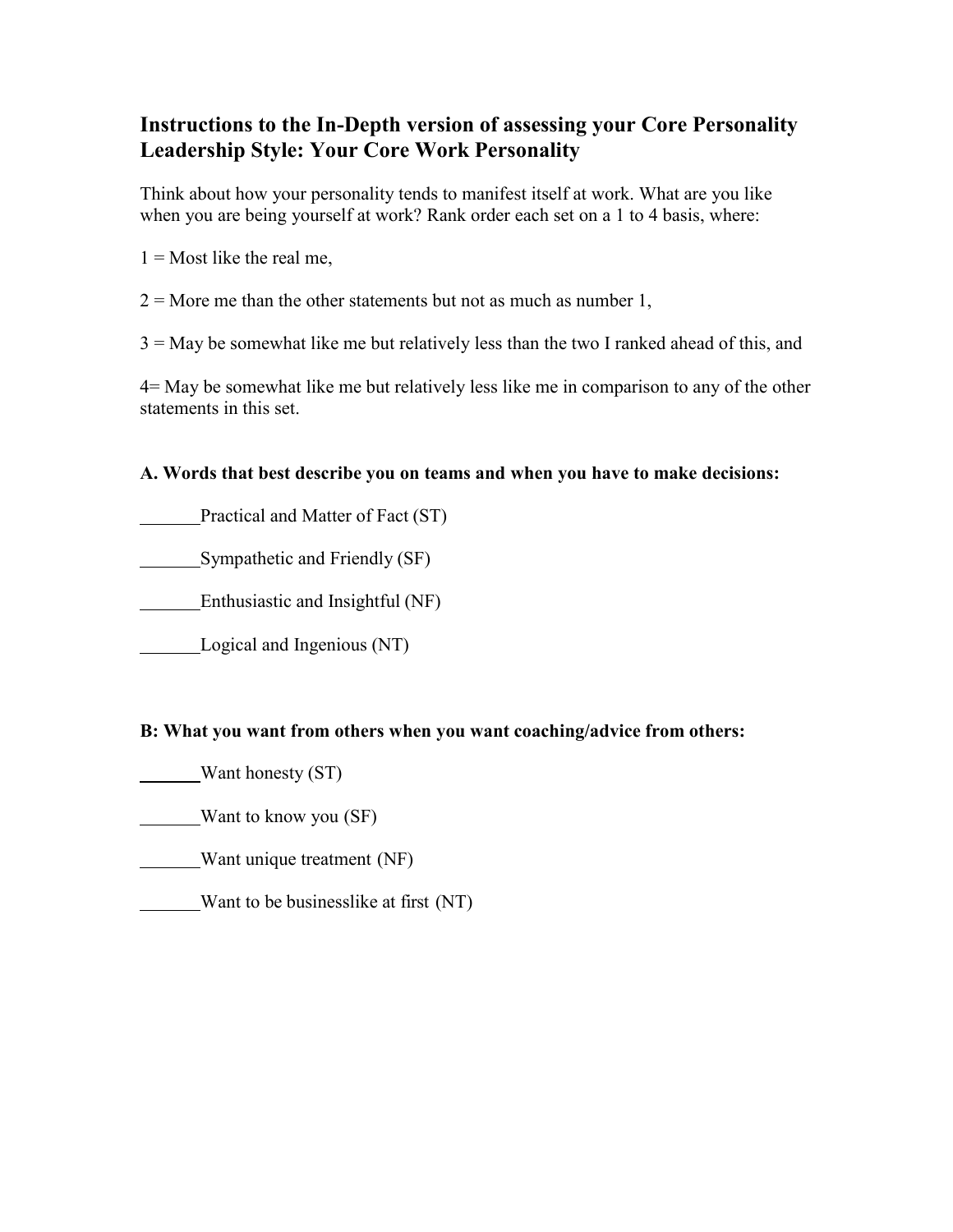## Instructions to the In-Depth version of assessing your Core Personality Leadership Style: Your Core Work Personality

Think about how your personality tends to manifest itself at work. What are you like when you are being yourself at work? Rank order each set on a 1 to 4 basis, where:

1 = Most like the real me,

2 = More me than the other statements but not as much as number 1,

3 = May be somewhat like me but relatively less than the two I ranked ahead of this, and

4= May be somewhat like me but relatively less like me in comparison to any of the other statements in this set.

**A. Words that best describe you on teams and when you have to make decisions:**

_______Practical and Matter of Fact (ST)

_______Sympathetic and Friendly (SF)

_______Enthusiastic and Insightful (NF)

_______Logical and Ingenious (NT)

**B: What you want from others when you want coaching/advice from others:**

_______Want honesty (ST)

_______Want to know you (SF)

_______Want unique treatment (NF)

_______Want to be businesslike at first (NT)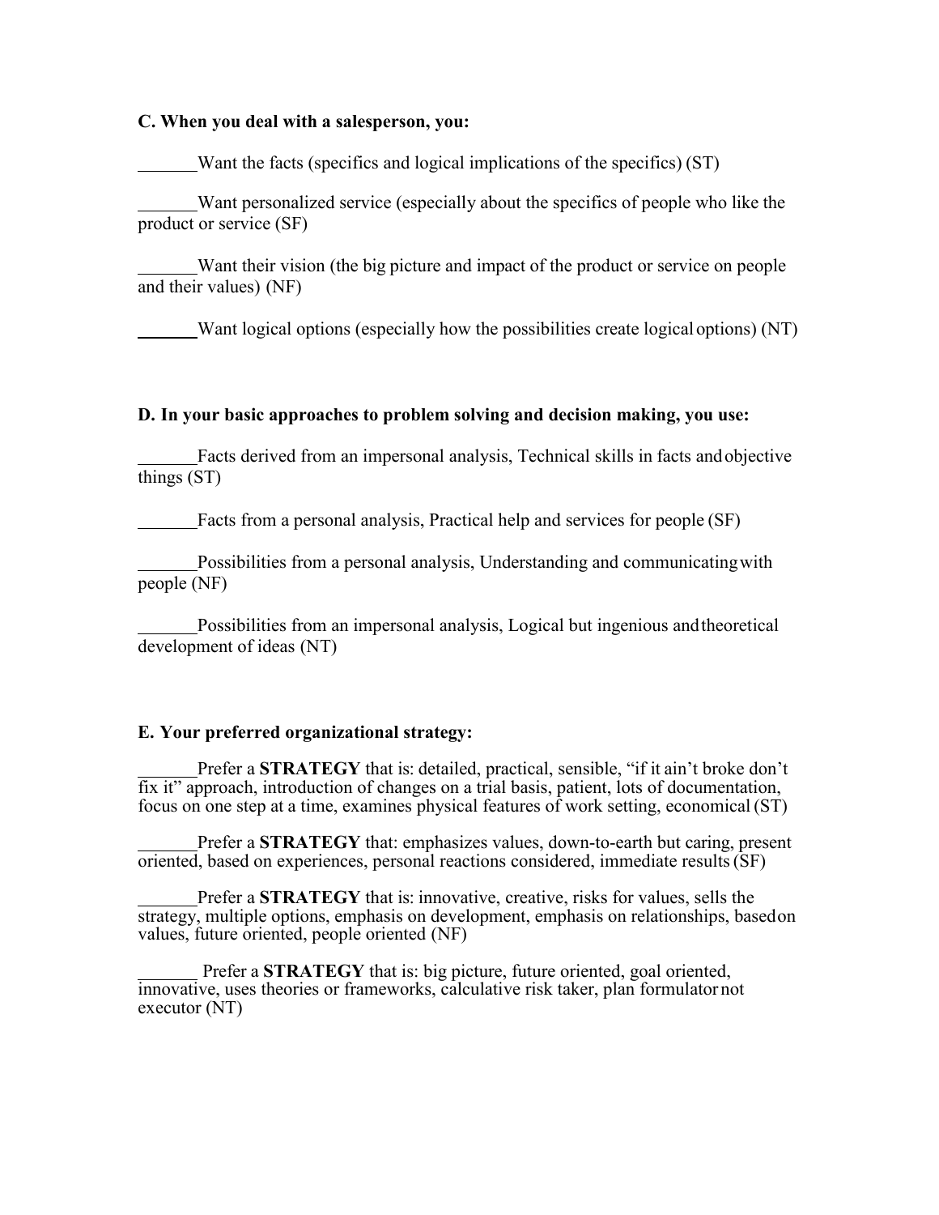**C. When you deal with a salesperson, you:**

_______Want the facts (specifics and logical implications of the specifics) (ST)

_______Want personalized service (especially about the specifics of people who like the product or service (SF)

_______Want their vision (the big picture and impact of the product or service on people and their values) (NF)

_______Want logical options (especially how the possibilities create logical options) (NT)

**D. In your basic approaches to problem solving and decision making, you use:**

_______Facts derived from an impersonal analysis, Technical skills in facts and objective things (ST)

_______Facts from a personal analysis, Practical help and services for people (SF)

_______Possibilities from a personal analysis, Understanding and communicating with people (NF)

_______Possibilities from an impersonal analysis, Logical but ingenious and theoretical development of ideas (NT)

**E. Your preferred organizational strategy:**

_______Prefer a **STRATEGY** that is: detailed, practical, sensible, "if it ain't broke don't fix it" approach, introduction of changes on a trial basis, patient, lots of documentation, focus on one step at a time, examines physical features of work setting, economical (ST)

_______Prefer a **STRATEGY** that: emphasizes values, down-to-earth but caring, present oriented, based on experiences, personal reactions considered, immediate results (SF)

_______Prefer a **STRATEGY** that is: innovative, creative, risks for values, sells the strategy, multiple options, emphasis on development, emphasis on relationships, based on values, future oriented, people oriented (NF)

_______ Prefer a **STRATEGY** that is: big picture, future oriented, goal oriented, innovative, uses theories or frameworks, calculative risk taker, plan formulator not executor (NT)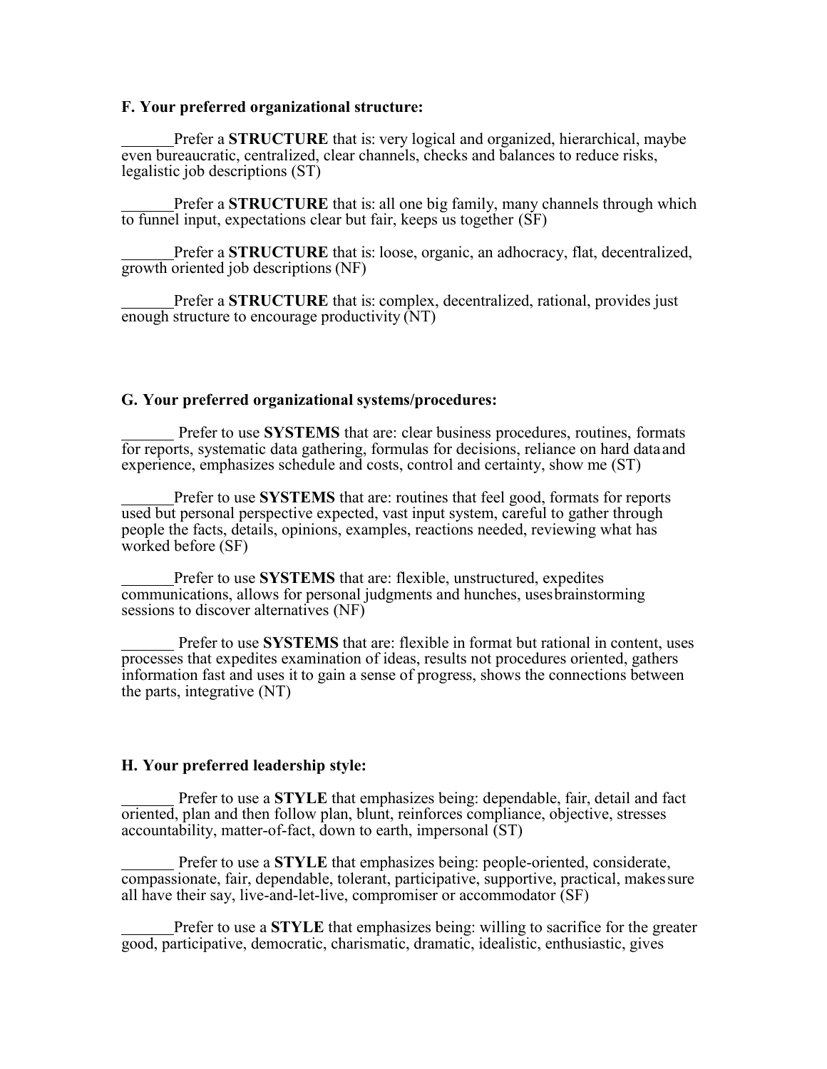**F. Your preferred organizational structure:**

\_\_\_\_\_\_Prefer a **STRUCTURE** that is: very logical and organized, hierarchical, maybe even bureaucratic, centralized, clear channels, checks and balances to reduce risks, legalistic job descriptions (ST)

\_\_\_\_\_\_Prefer a **STRUCTURE** that is: all one big family, many channels through which to funnel input, expectations clear but fair, keeps us together (SF)

\_\_\_\_\_\_Prefer a **STRUCTURE** that is: loose, organic, an adhocracy, flat, decentralized, growth oriented job descriptions (NF)

\_\_\_\_\_\_Prefer a **STRUCTURE** that is: complex, decentralized, rational, provides just enough structure to encourage productivity (NT)

**G. Your preferred organizational systems/procedures:**

\_\_\_\_\_\_ Prefer to use **SYSTEMS** that are: clear business procedures, routines, formats for reports, systematic data gathering, formulas for decisions, reliance on hard data and experience, emphasizes schedule and costs, control and certainty, show me (ST)

\_\_\_\_\_\_Prefer to use **SYSTEMS** that are: routines that feel good, formats for reports used but personal perspective expected, vast input system, careful to gather through people the facts, details, opinions, examples, reactions needed, reviewing what has worked before (SF)

\_\_\_\_\_\_Prefer to use **SYSTEMS** that are: flexible, unstructured, expedites communications, allows for personal judgments and hunches, uses brainstorming sessions to discover alternatives (NF)

\_\_\_\_\_\_ Prefer to use **SYSTEMS** that are: flexible in format but rational in content, uses processes that expedites examination of ideas, results not procedures oriented, gathers information fast and uses it to gain a sense of progress, shows the connections between the parts, integrative (NT)

**H. Your preferred leadership style:**

\_\_\_\_\_\_ Prefer to use a **STYLE** that emphasizes being: dependable, fair, detail and fact oriented, plan and then follow plan, blunt, reinforces compliance, objective, stresses accountability, matter-of-fact, down to earth, impersonal (ST)

\_\_\_\_\_\_ Prefer to use a **STYLE** that emphasizes being: people-oriented, considerate, compassionate, fair, dependable, tolerant, participative, supportive, practical, makes sure all have their say, live-and-let-live, compromiser or accommodator (SF)

\_\_\_\_\_\_Prefer to use a **STYLE** that emphasizes being: willing to sacrifice for the greater good, participative, democratic, charismatic, dramatic, idealistic, enthusiastic, gives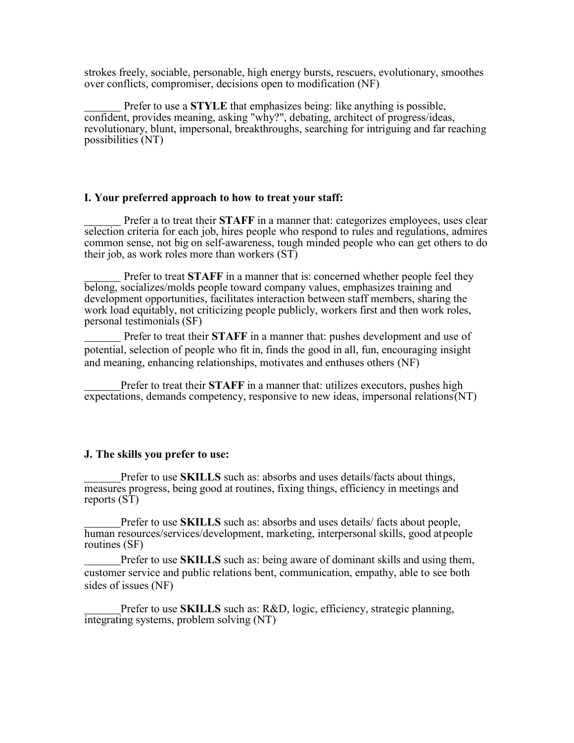strokes freely, sociable, personable, high energy bursts, rescuers, evolutionary, smoothes over conflicts, compromiser, decisions open to modification (NF)

_______ Prefer to use a **STYLE** that emphasizes being: like anything is possible, confident, provides meaning, asking "why?", debating, architect of progress/ideas, revolutionary, blunt, impersonal, breakthroughs, searching for intriguing and far reaching possibilities (NT)

### I. Your preferred approach to how to treat your staff:

_______ Prefer a to treat their **STAFF** in a manner that: categorizes employees, uses clear selection criteria for each job, hires people who respond to rules and regulations, admires common sense, not big on self-awareness, tough minded people who can get others to do their job, as work roles more than workers (ST)

_______ Prefer to treat **STAFF** in a manner that is: concerned whether people feel they belong, socializes/molds people toward company values, emphasizes training and development opportunities, facilitates interaction between staff members, sharing the work load equitably, not criticizing people publicly, workers first and then work roles, personal testimonials (SF)

_______ Prefer to treat their **STAFF** in a manner that: pushes development and use of potential, selection of people who fit in, finds the good in all, fun, encouraging insight and meaning, enhancing relationships, motivates and enthuses others (NF)

_______Prefer to treat their **STAFF** in a manner that: utilizes executors, pushes high expectations, demands competency, responsive to new ideas, impersonal relations(NT)

### J. The skills you prefer to use:

_______Prefer to use **SKILLS** such as: absorbs and uses details/facts about things, measures progress, being good at routines, fixing things, efficiency in meetings and reports (ST)

_______Prefer to use **SKILLS** such as: absorbs and uses details/ facts about people, human resources/services/development, marketing, interpersonal skills, good atpeople routines (SF)

_______Prefer to use **SKILLS** such as: being aware of dominant skills and using them, customer service and public relations bent, communication, empathy, able to see both sides of issues (NF)

_______Prefer to use **SKILLS** such as: R&D, logic, efficiency, strategic planning, integrating systems, problem solving (NT)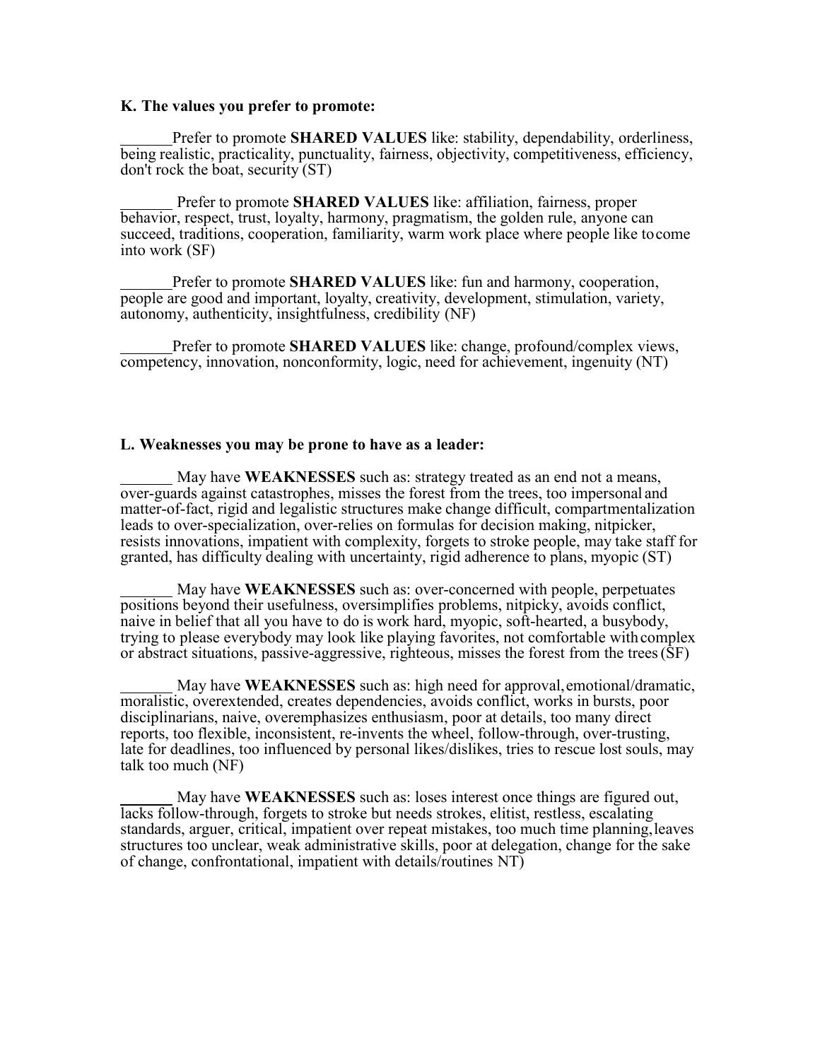**K. The values you prefer to promote:**

_______Prefer to promote **SHARED VALUES** like: stability, dependability, orderliness, being realistic, practicality, punctuality, fairness, objectivity, competitiveness, efficiency, don't rock the boat, security (ST)

_______ Prefer to promote **SHARED VALUES** like: affiliation, fairness, proper behavior, respect, trust, loyalty, harmony, pragmatism, the golden rule, anyone can succeed, traditions, cooperation, familiarity, warm work place where people like to come into work (SF)

_______Prefer to promote **SHARED VALUES** like: fun and harmony, cooperation, people are good and important, loyalty, creativity, development, stimulation, variety, autonomy, authenticity, insightfulness, credibility (NF)

_______Prefer to promote **SHARED VALUES** like: change, profound/complex views, competency, innovation, nonconformity, logic, need for achievement, ingenuity (NT)

**L. Weaknesses you may be prone to have as a leader:**

_______ May have **WEAKNESSES** such as: strategy treated as an end not a means, over-guards against catastrophes, misses the forest from the trees, too impersonal and matter-of-fact, rigid and legalistic structures make change difficult, compartmentalization leads to over-specialization, over-relies on formulas for decision making, nitpicker, resists innovations, impatient with complexity, forgets to stroke people, may take staff for granted, has difficulty dealing with uncertainty, rigid adherence to plans, myopic (ST)

_______ May have **WEAKNESSES** such as: over-concerned with people, perpetuates positions beyond their usefulness, oversimplifies problems, nitpicky, avoids conflict, naive in belief that all you have to do is work hard, myopic, soft-hearted, a busybody, trying to please everybody may look like playing favorites, not comfortable with complex or abstract situations, passive-aggressive, righteous, misses the forest from the trees (SF)

_______ May have **WEAKNESSES** such as: high need for approval, emotional/dramatic, moralistic, overextended, creates dependencies, avoids conflict, works in bursts, poor disciplinarians, naive, overemphasizes enthusiasm, poor at details, too many direct reports, too flexible, inconsistent, re-invents the wheel, follow-through, over-trusting, late for deadlines, too influenced by personal likes/dislikes, tries to rescue lost souls, may talk too much (NF)

_______ May have **WEAKNESSES** such as: loses interest once things are figured out, lacks follow-through, forgets to stroke but needs strokes, elitist, restless, escalating standards, arguer, critical, impatient over repeat mistakes, too much time planning, leaves structures too unclear, weak administrative skills, poor at delegation, change for the sake of change, confrontational, impatient with details/routines NT)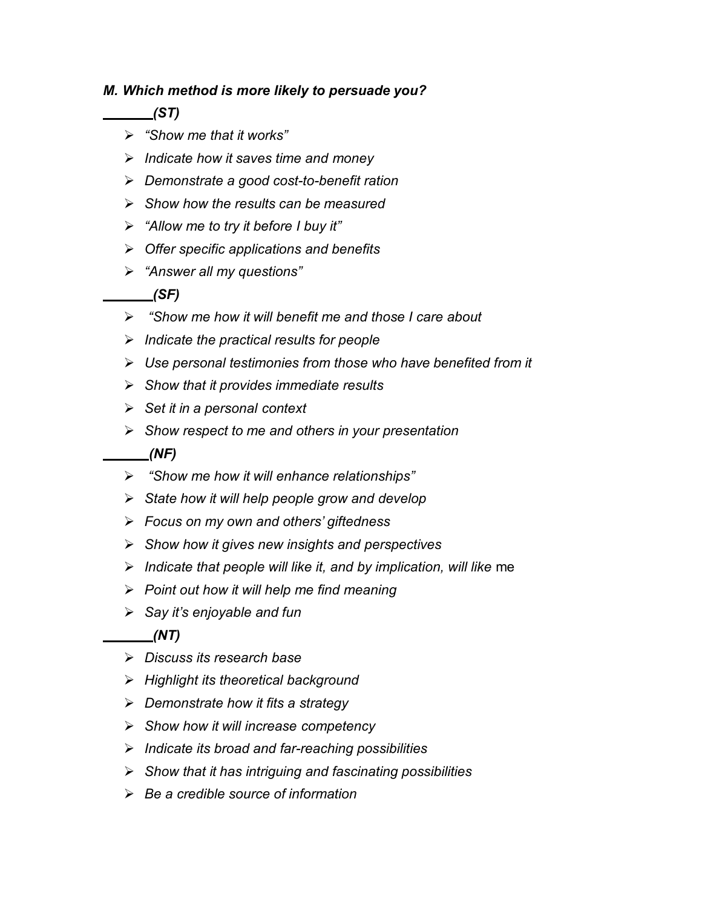***M. Which method is more likely to persuade you?***

_______ ***(ST)***

- *"Show me that it works"*
- *Indicate how it saves time and money*
- *Demonstrate a good cost-to-benefit ration*
- *Show how the results can be measured*
- *"Allow me to try it before I buy it"*
- *Offer specific applications and benefits*
- *"Answer all my questions"*

_______ ***(SF)***

- *"Show me how it will benefit me and those I care about*
- *Indicate the practical results for people*
- *Use personal testimonies from those who have benefited from it*
- *Show that it provides immediate results*
- *Set it in a personal context*
- *Show respect to me and others in your presentation*

______ ***(NF)***

- *"Show me how it will enhance relationships"*
- *State how it will help people grow and develop*
- *Focus on my own and others' giftedness*
- *Show how it gives new insights and perspectives*
- *Indicate that people will like it, and by implication, will like* me
- *Point out how it will help me find meaning*
- *Say it's enjoyable and fun*

_______ ***(NT)***

- *Discuss its research base*
- *Highlight its theoretical background*
- *Demonstrate how it fits a strategy*
- *Show how it will increase competency*
- *Indicate its broad and far-reaching possibilities*
- *Show that it has intriguing and fascinating possibilities*
- *Be a credible source of information*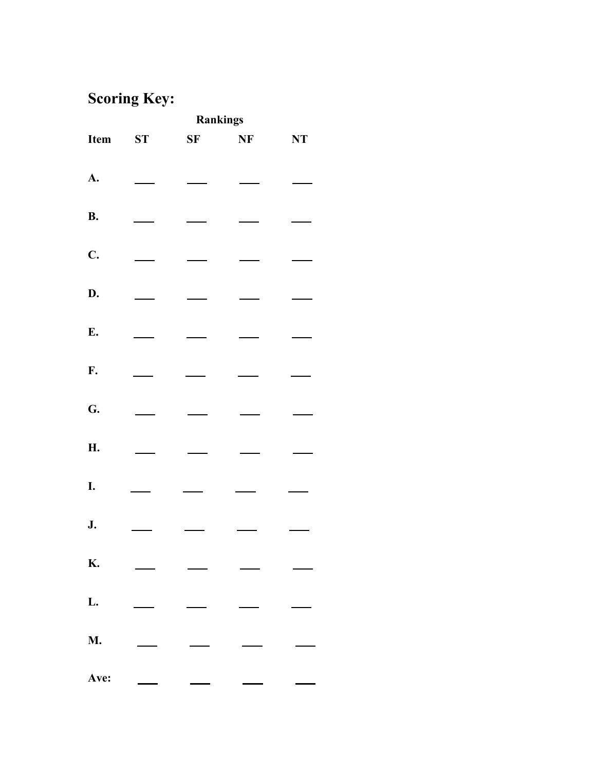## Scoring Key:

| | Rankings | | | |
|---|---|---|---|---|
| **Item** | **ST** | **SF** | **NF** | **NT** |
| **A.** | ___ | ___ | ___ | ___ |
| **B.** | ___ | ___ | ___ | ___ |
| **C.** | ___ | ___ | ___ | ___ |
| **D.** | ___ | ___ | ___ | ___ |
| **E.** | ___ | ___ | ___ | ___ |
| **F.** | ___ | ___ | ___ | ___ |
| **G.** | ___ | ___ | ___ | ___ |
| **H.** | ___ | ___ | ___ | ___ |
| **I.** | ___ | ___ | ___ | ___ |
| **J.** | ___ | ___ | ___ | ___ |
| **K.** | ___ | ___ | ___ | ___ |
| **L.** | ___ | ___ | ___ | ___ |
| **M.** | ___ | ___ | ___ | ___ |
| **Ave:** | ___ | ___ | ___ | ___ |